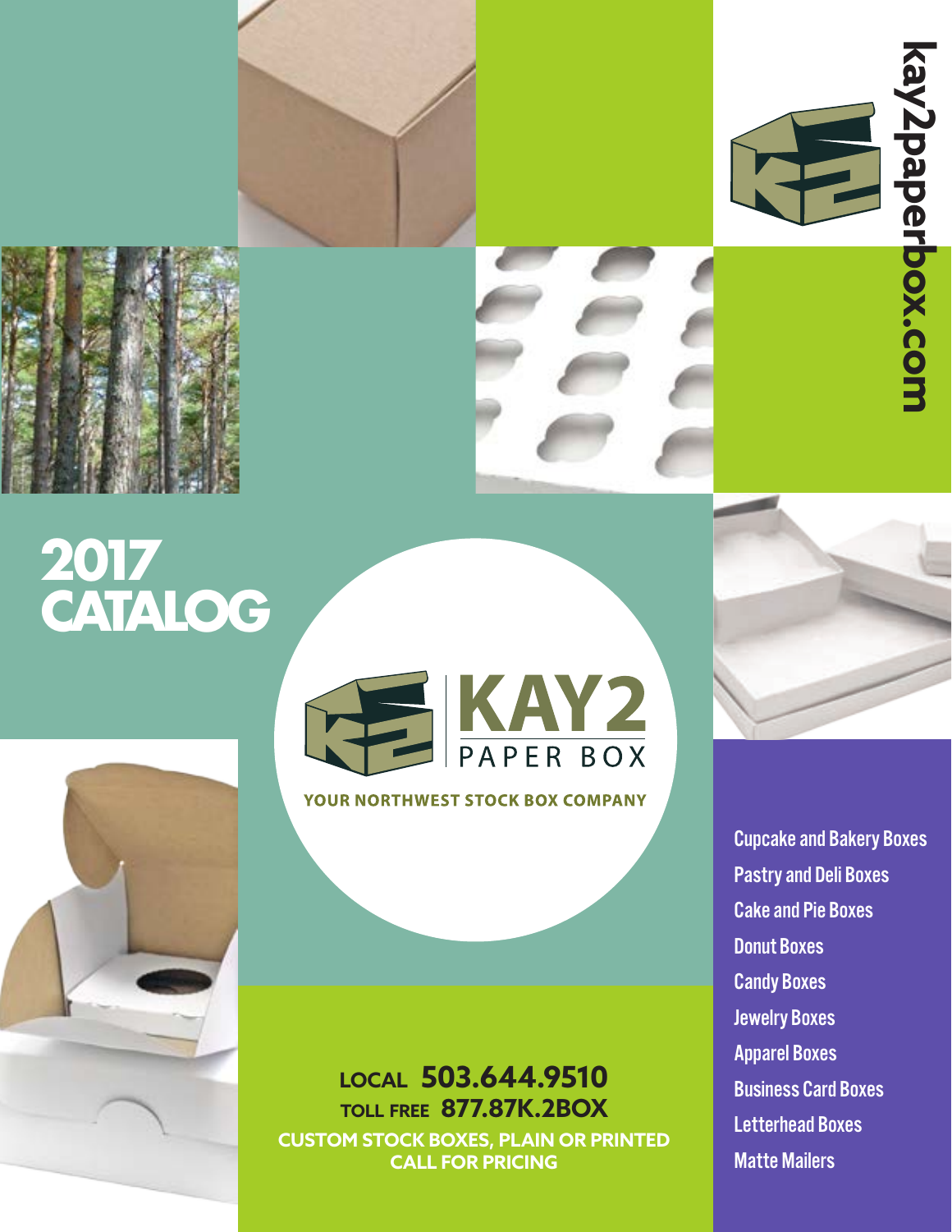kay2paperbox.com

# 2017 CATALOG

## KAY2 PAPER BOX

**YOUR NORTHWEST STOCK BOX COMPANY**

- Cupcake and Bakery Boxes
- Pastry and Deli Boxes
- Cake and Pie Boxes
- Donut Boxes
- Candy Boxes
- Jewelry Boxes
- Apparel Boxes
- Business Card Boxes
- Letterhead Boxes
- Matte Mailers

**LOCAL 503.644.9510**

**TOLL FREE 877.87K.2BOX**

**CUSTOM STOCK BOXES, PLAIN OR PRINTED**

**CALL FOR PRICING**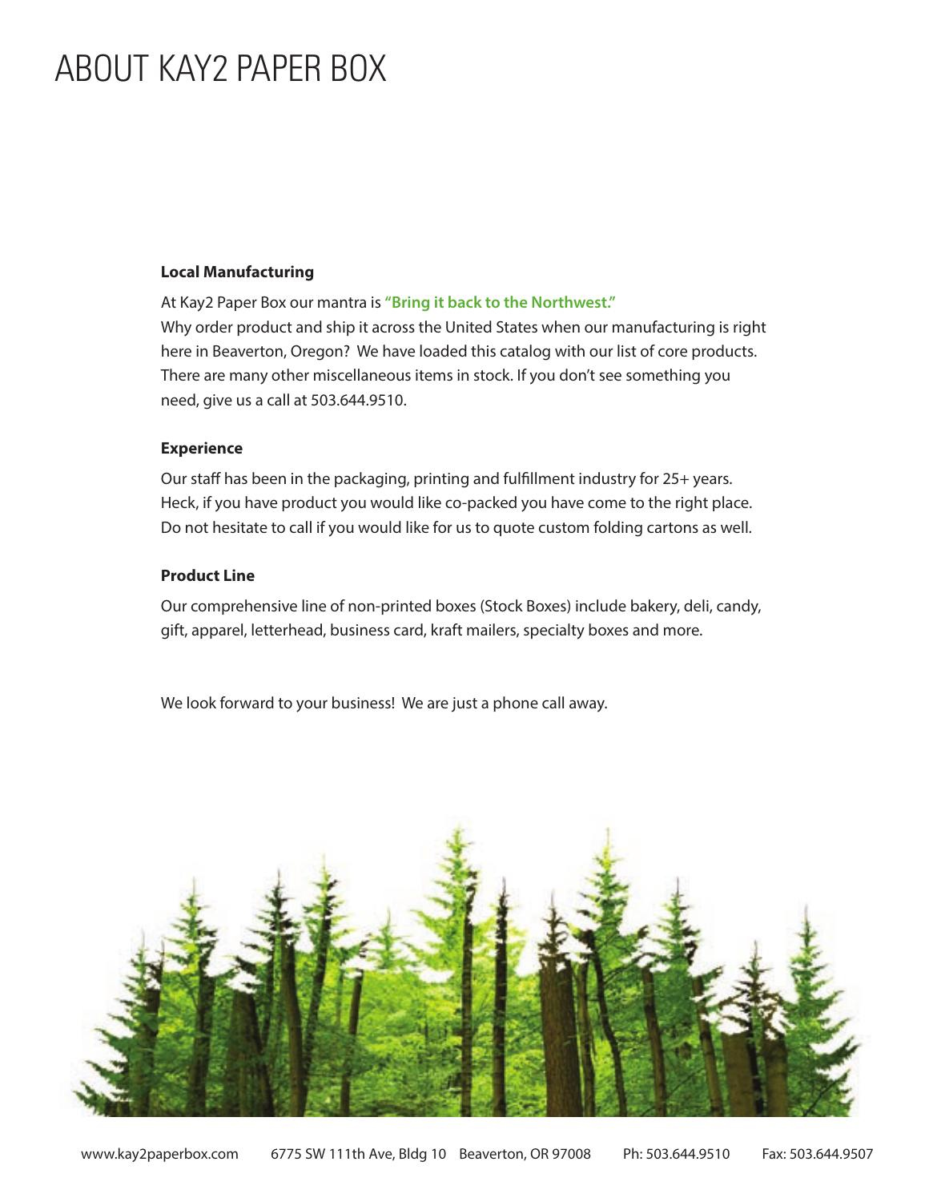# ABOUT KAY2 PAPER BOX

**Local Manufacturing**

At Kay2 Paper Box our mantra is **"Bring it back to the Northwest."**
Why order product and ship it across the United States when our manufacturing is right here in Beaverton, Oregon? We have loaded this catalog with our list of core products. There are many other miscellaneous items in stock. If you don't see something you need, give us a call at 503.644.9510.

**Experience**

Our staff has been in the packaging, printing and fulfillment industry for 25+ years. Heck, if you have product you would like co-packed you have come to the right place. Do not hesitate to call if you would like for us to quote custom folding cartons as well.

**Product Line**

Our comprehensive line of non-printed boxes (Stock Boxes) include bakery, deli, candy, gift, apparel, letterhead, business card, kraft mailers, specialty boxes and more.

We look forward to your business! We are just a phone call away.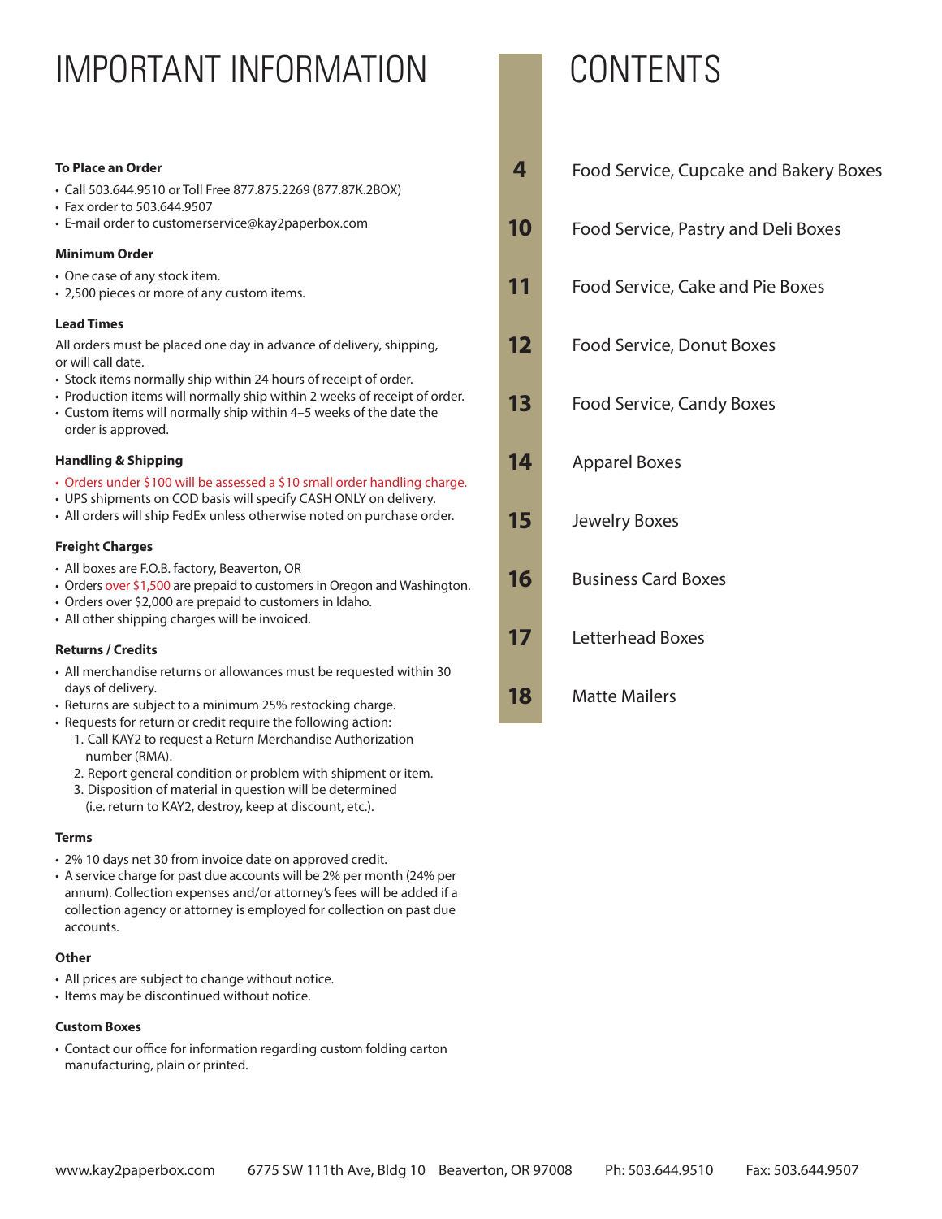# IMPORTANT INFORMATION

**To Place an Order**

- Call 503.644.9510 or Toll Free 877.875.2269 (877.87K.2BOX)
- Fax order to 503.644.9507
- E-mail order to customerservice@kay2paperbox.com

**Minimum Order**

- One case of any stock item.
- 2,500 pieces or more of any custom items.

**Lead Times**

All orders must be placed one day in advance of delivery, shipping, or will call date.

- Stock items normally ship within 24 hours of receipt of order.
- Production items will normally ship within 2 weeks of receipt of order.
- Custom items will normally ship within 4–5 weeks of the date the order is approved.

**Handling & Shipping**

- Orders under $100 will be assessed a $10 small order handling charge.
- UPS shipments on COD basis will specify CASH ONLY on delivery.
- All orders will ship FedEx unless otherwise noted on purchase order.

**Freight Charges**

- All boxes are F.O.B. factory, Beaverton, OR
- Orders over $1,500 are prepaid to customers in Oregon and Washington.
- Orders over $2,000 are prepaid to customers in Idaho.
- All other shipping charges will be invoiced.

**Returns / Credits**

- All merchandise returns or allowances must be requested within 30 days of delivery.
- Returns are subject to a minimum 25% restocking charge.
- Requests for return or credit require the following action:
  1. Call KAY2 to request a Return Merchandise Authorization number (RMA).
  2. Report general condition or problem with shipment or item.
  3. Disposition of material in question will be determined (i.e. return to KAY2, destroy, keep at discount, etc.).

**Terms**

- 2% 10 days net 30 from invoice date on approved credit.
- A service charge for past due accounts will be 2% per month (24% per annum). Collection expenses and/or attorney's fees will be added if a collection agency or attorney is employed for collection on past due accounts.

**Other**

- All prices are subject to change without notice.
- Items may be discontinued without notice.

**Custom Boxes**

- Contact our office for information regarding custom folding carton manufacturing, plain or printed.

# CONTENTS

| | |
|---|---|
| **4** | Food Service, Cupcake and Bakery Boxes |
| **10** | Food Service, Pastry and Deli Boxes |
| **11** | Food Service, Cake and Pie Boxes |
| **12** | Food Service, Donut Boxes |
| **13** | Food Service, Candy Boxes |
| **14** | Apparel Boxes |
| **15** | Jewelry Boxes |
| **16** | Business Card Boxes |
| **17** | Letterhead Boxes |
| **18** | Matte Mailers |

www.kay2paperbox.com 6775 SW 111th Ave, Bldg 10 Beaverton, OR 97008 Ph: 503.644.9510 Fax: 503.644.9507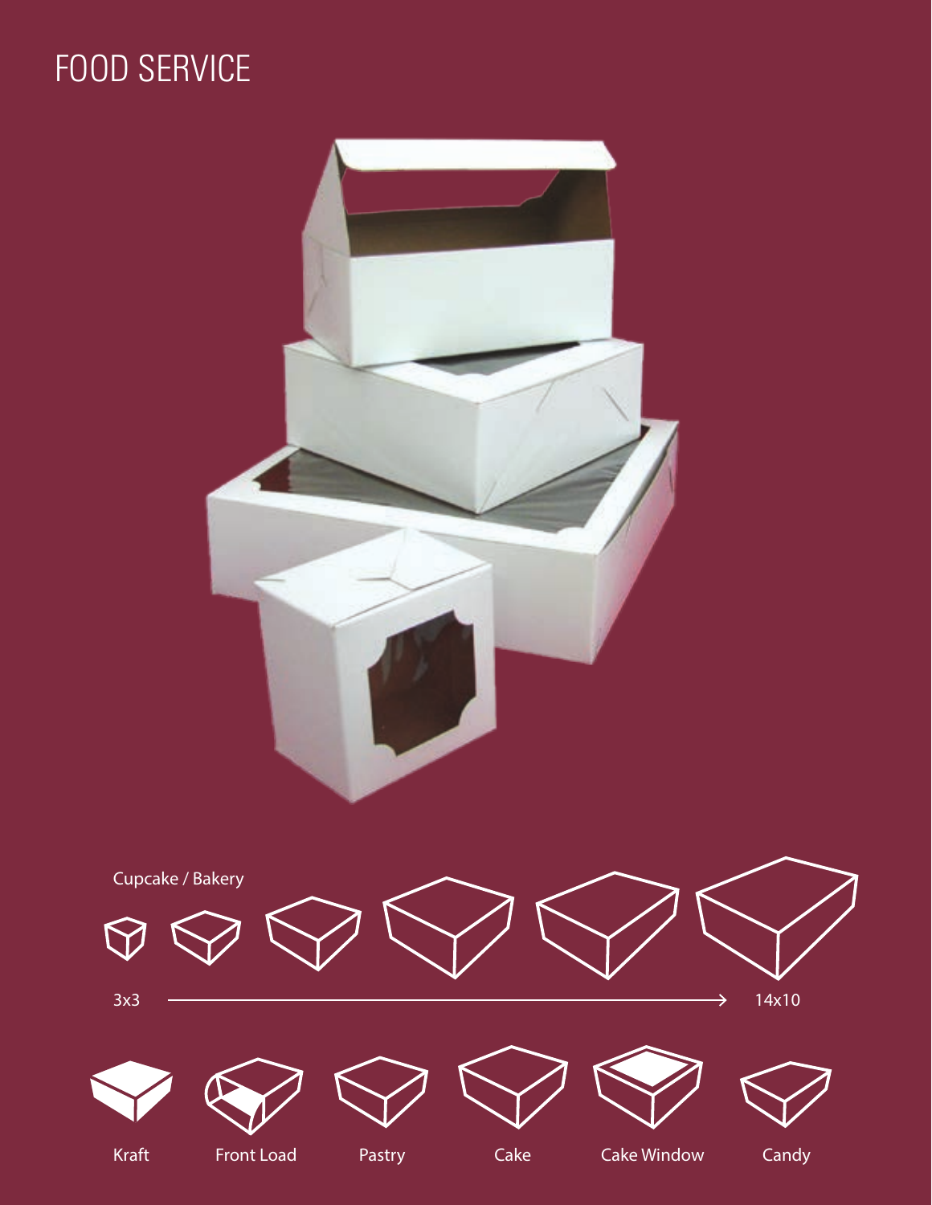# FOOD SERVICE

Cupcake / Bakery

3x3 → 14x10

Kraft

Front Load

Pastry

Cake

Cake Window

Candy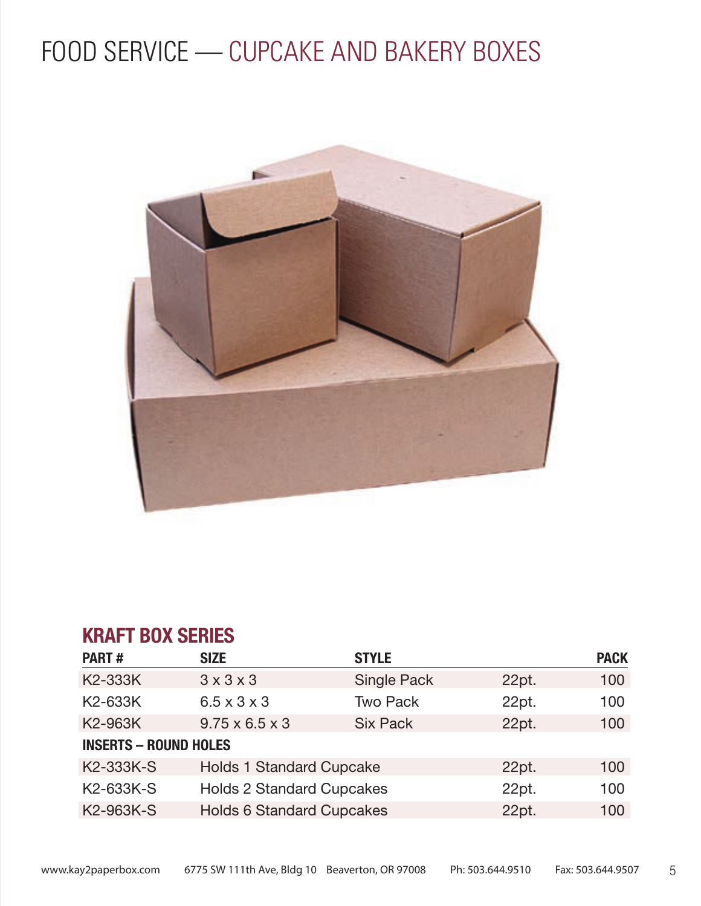# FOOD SERVICE — CUPCAKE AND BAKERY BOXES

## KRAFT BOX SERIES

| PART # | SIZE | STYLE | | PACK |
|---|---|---|---|---|
| K2-333K | 3 x 3 x 3 | Single Pack | 22pt. | 100 |
| K2-633K | 6.5 x 3 x 3 | Two Pack | 22pt. | 100 |
| K2-963K | 9.75 x 6.5 x 3 | Six Pack | 22pt. | 100 |
| **INSERTS – ROUND HOLES** | | | | |
| K2-333K-S | Holds 1 Standard Cupcake | | 22pt. | 100 |
| K2-633K-S | Holds 2 Standard Cupcakes | | 22pt. | 100 |
| K2-963K-S | Holds 6 Standard Cupcakes | | 22pt. | 100 |

www.kay2paperbox.com 6775 SW 111th Ave, Bldg 10 Beaverton, OR 97008 Ph: 503.644.9510 Fax: 503.644.9507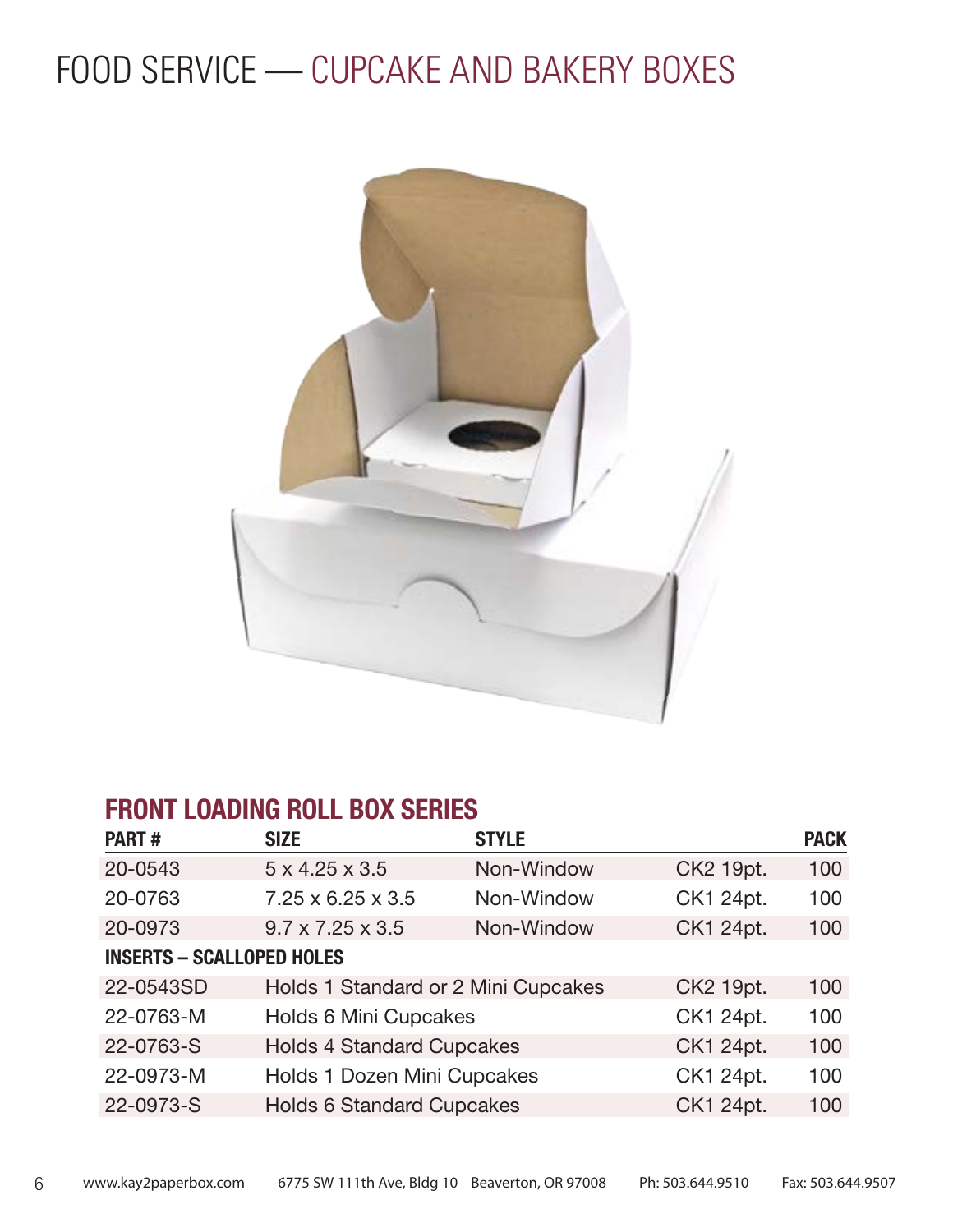# FOOD SERVICE — CUPCAKE AND BAKERY BOXES

## FRONT LOADING ROLL BOX SERIES

| PART # | SIZE | STYLE | | PACK |
|---|---|---|---|---|
| 20-0543 | 5 x 4.25 x 3.5 | Non-Window | CK2 19pt. | 100 |
| 20-0763 | 7.25 x 6.25 x 3.5 | Non-Window | CK1 24pt. | 100 |
| 20-0973 | 9.7 x 7.25 x 3.5 | Non-Window | CK1 24pt. | 100 |
| **INSERTS – SCALLOPED HOLES** | | | | |
| 22-0543SD | Holds 1 Standard or 2 Mini Cupcakes | | CK2 19pt. | 100 |
| 22-0763-M | Holds 6 Mini Cupcakes | | CK1 24pt. | 100 |
| 22-0763-S | Holds 4 Standard Cupcakes | | CK1 24pt. | 100 |
| 22-0973-M | Holds 1 Dozen Mini Cupcakes | | CK1 24pt. | 100 |
| 22-0973-S | Holds 6 Standard Cupcakes | | CK1 24pt. | 100 |

www.kay2paperbox.com 6775 SW 111th Ave, Bldg 10 Beaverton, OR 97008 Ph: 503.644.9510 Fax: 503.644.9507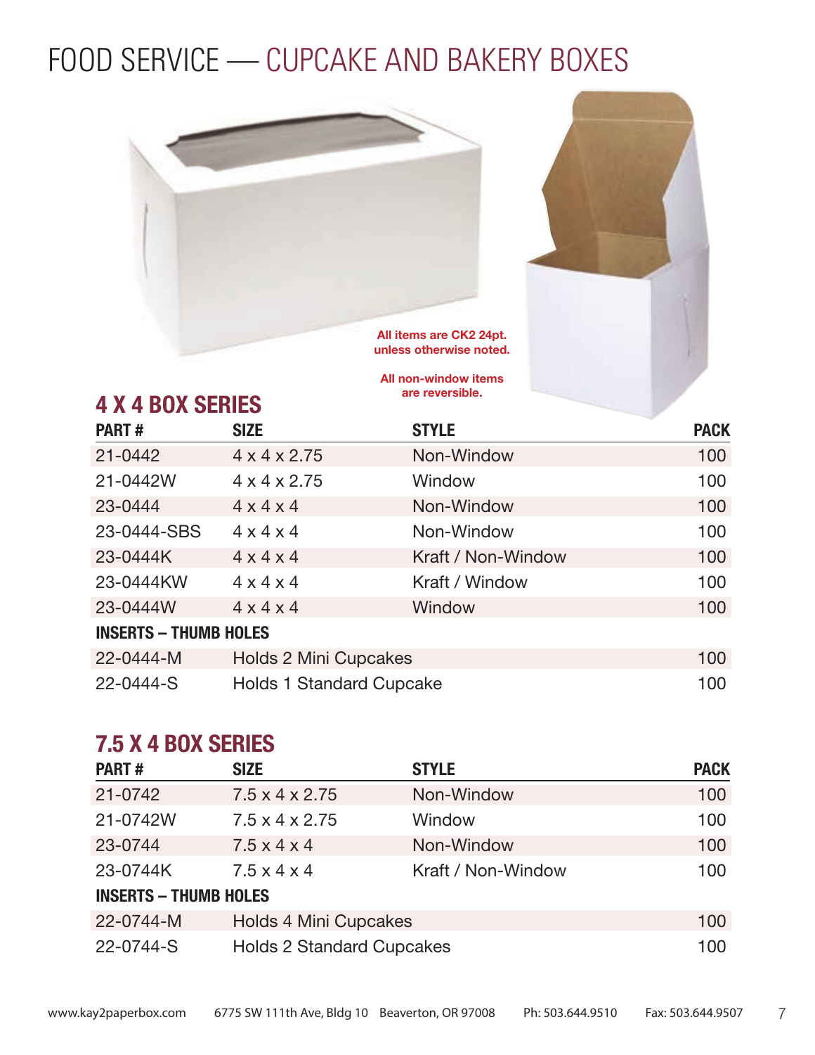# FOOD SERVICE — CUPCAKE AND BAKERY BOXES

**All items are CK2 24pt. unless otherwise noted.**

**All non-window items are reversible.**

## 4 X 4 BOX SERIES

| PART # | SIZE | STYLE | PACK |
|---|---|---|---|
| 21-0442 | 4 x 4 x 2.75 | Non-Window | 100 |
| 21-0442W | 4 x 4 x 2.75 | Window | 100 |
| 23-0444 | 4 x 4 x 4 | Non-Window | 100 |
| 23-0444-SBS | 4 x 4 x 4 | Non-Window | 100 |
| 23-0444K | 4 x 4 x 4 | Kraft / Non-Window | 100 |
| 23-0444KW | 4 x 4 x 4 | Kraft / Window | 100 |
| 23-0444W | 4 x 4 x 4 | Window | 100 |
| **INSERTS – THUMB HOLES** | | | |
| 22-0444-M | Holds 2 Mini Cupcakes | | 100 |
| 22-0444-S | Holds 1 Standard Cupcake | | 100 |

## 7.5 X 4 BOX SERIES

| PART # | SIZE | STYLE | PACK |
|---|---|---|---|
| 21-0742 | 7.5 x 4 x 2.75 | Non-Window | 100 |
| 21-0742W | 7.5 x 4 x 2.75 | Window | 100 |
| 23-0744 | 7.5 x 4 x 4 | Non-Window | 100 |
| 23-0744K | 7.5 x 4 x 4 | Kraft / Non-Window | 100 |
| **INSERTS – THUMB HOLES** | | | |
| 22-0744-M | Holds 4 Mini Cupcakes | | 100 |
| 22-0744-S | Holds 2 Standard Cupcakes | | 100 |

www.kay2paperbox.com 6775 SW 111th Ave, Bldg 10 Beaverton, OR 97008 Ph: 503.644.9510 Fax: 503.644.9507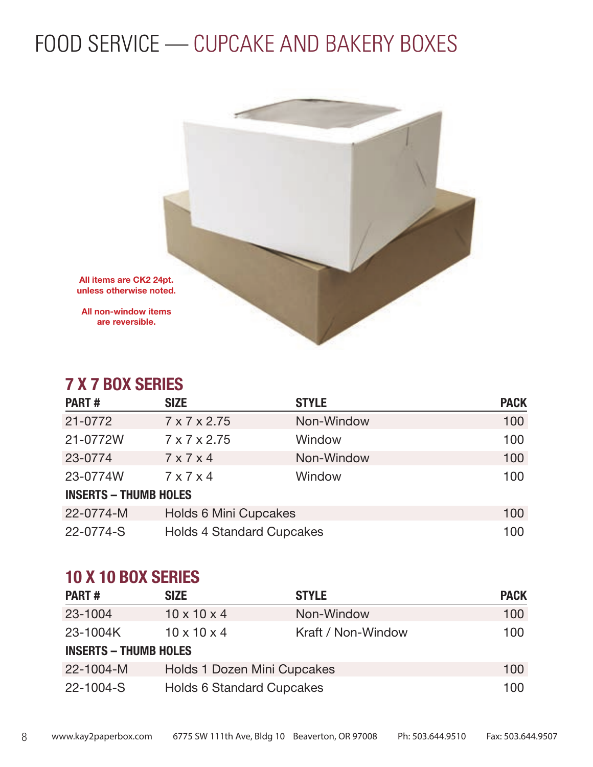# FOOD SERVICE — CUPCAKE AND BAKERY BOXES

**All items are CK2 24pt. unless otherwise noted.**

**All non-window items are reversible.**

## 7 X 7 BOX SERIES

| PART # | SIZE | STYLE | PACK |
|---|---|---|---|
| 21-0772 | 7 x 7 x 2.75 | Non-Window | 100 |
| 21-0772W | 7 x 7 x 2.75 | Window | 100 |
| 23-0774 | 7 x 7 x 4 | Non-Window | 100 |
| 23-0774W | 7 x 7 x 4 | Window | 100 |
| **INSERTS – THUMB HOLES** | | | |
| 22-0774-M | Holds 6 Mini Cupcakes | | 100 |
| 22-0774-S | Holds 4 Standard Cupcakes | | 100 |

## 10 X 10 BOX SERIES

| PART # | SIZE | STYLE | PACK |
|---|---|---|---|
| 23-1004 | 10 x 10 x 4 | Non-Window | 100 |
| 23-1004K | 10 x 10 x 4 | Kraft / Non-Window | 100 |
| **INSERTS – THUMB HOLES** | | | |
| 22-1004-M | Holds 1 Dozen Mini Cupcakes | | 100 |
| 22-1004-S | Holds 6 Standard Cupcakes | | 100 |

www.kay2paperbox.com 6775 SW 111th Ave, Bldg 10 Beaverton, OR 97008 Ph: 503.644.9510 Fax: 503.644.9507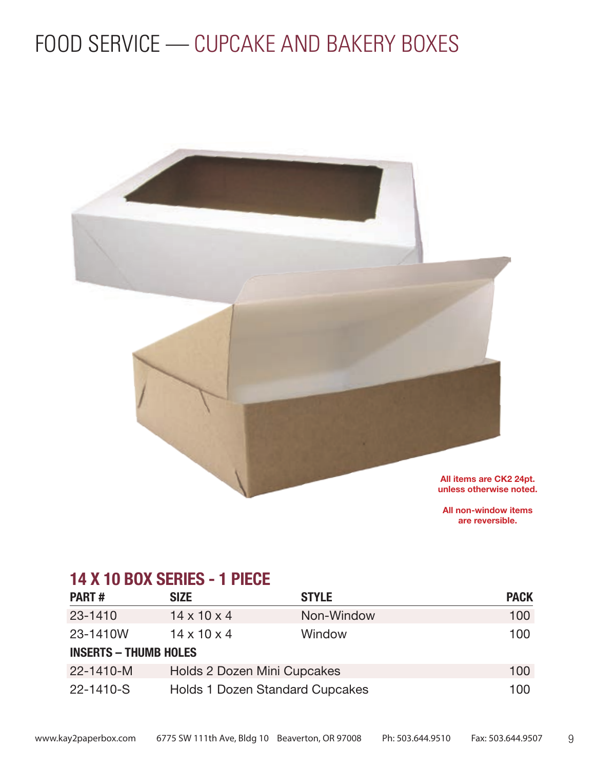# FOOD SERVICE — CUPCAKE AND BAKERY BOXES

**All items are CK2 24pt. unless otherwise noted.**

**All non-window items are reversible.**

## 14 X 10 BOX SERIES - 1 PIECE

| PART # | SIZE | STYLE | PACK |
|---|---|---|---|
| 23-1410 | 14 x 10 x 4 | Non-Window | 100 |
| 23-1410W | 14 x 10 x 4 | Window | 100 |
| **INSERTS – THUMB HOLES** | | | |
| 22-1410-M | Holds 2 Dozen Mini Cupcakes | | 100 |
| 22-1410-S | Holds 1 Dozen Standard Cupcakes | | 100 |

www.kay2paperbox.com 6775 SW 111th Ave, Bldg 10 Beaverton, OR 97008 Ph: 503.644.9510 Fax: 503.644.9507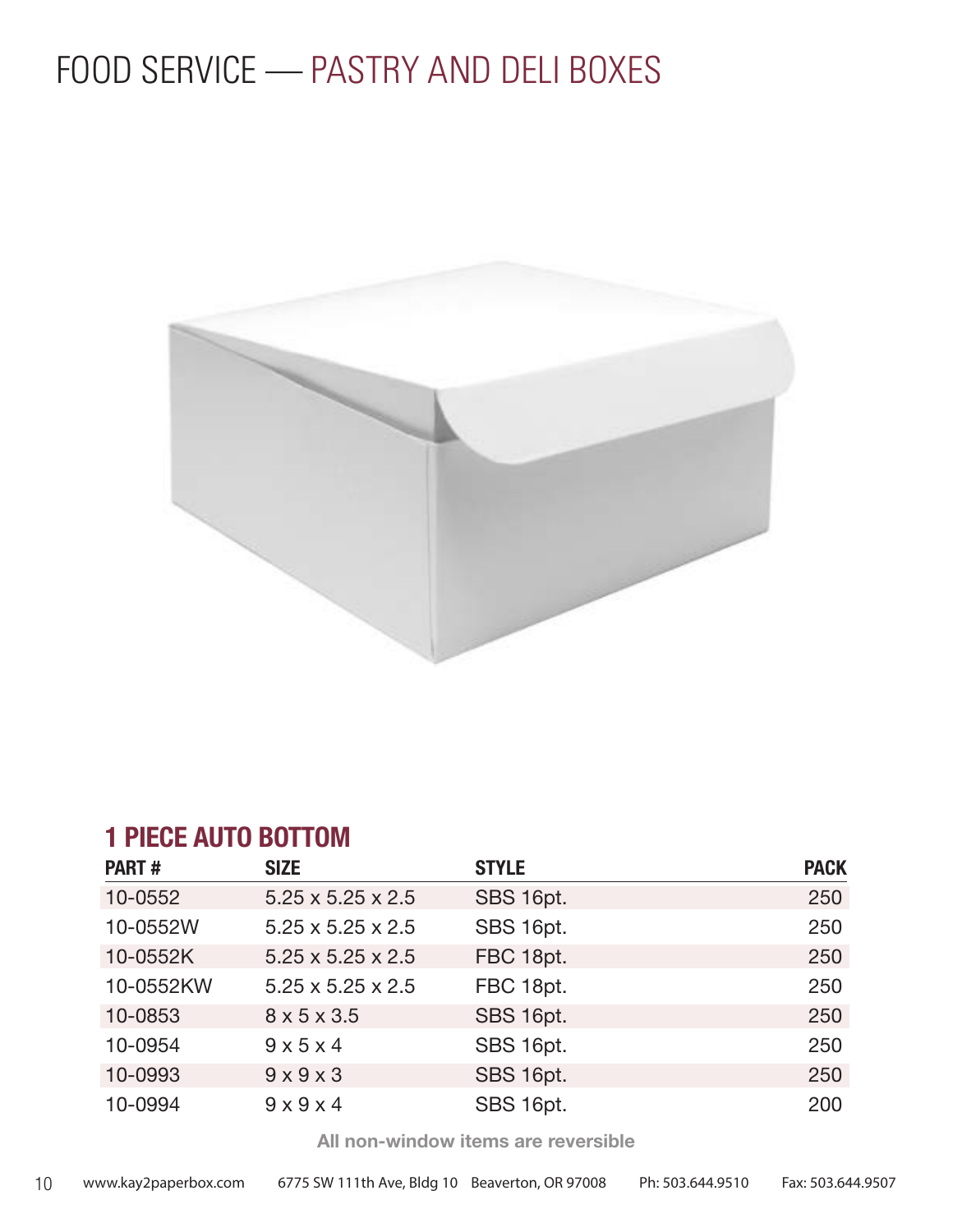# FOOD SERVICE — PASTRY AND DELI BOXES

## 1 PIECE AUTO BOTTOM

| PART # | SIZE | STYLE | PACK |
|---|---|---|---|
| 10-0552 | 5.25 x 5.25 x 2.5 | SBS 16pt. | 250 |
| 10-0552W | 5.25 x 5.25 x 2.5 | SBS 16pt. | 250 |
| 10-0552K | 5.25 x 5.25 x 2.5 | FBC 18pt. | 250 |
| 10-0552KW | 5.25 x 5.25 x 2.5 | FBC 18pt. | 250 |
| 10-0853 | 8 x 5 x 3.5 | SBS 16pt. | 250 |
| 10-0954 | 9 x 5 x 4 | SBS 16pt. | 250 |
| 10-0993 | 9 x 9 x 3 | SBS 16pt. | 250 |
| 10-0994 | 9 x 9 x 4 | SBS 16pt. | 200 |

**All non-window items are reversible**

www.kay2paperbox.com 6775 SW 111th Ave, Bldg 10 Beaverton, OR 97008 Ph: 503.644.9510 Fax: 503.644.9507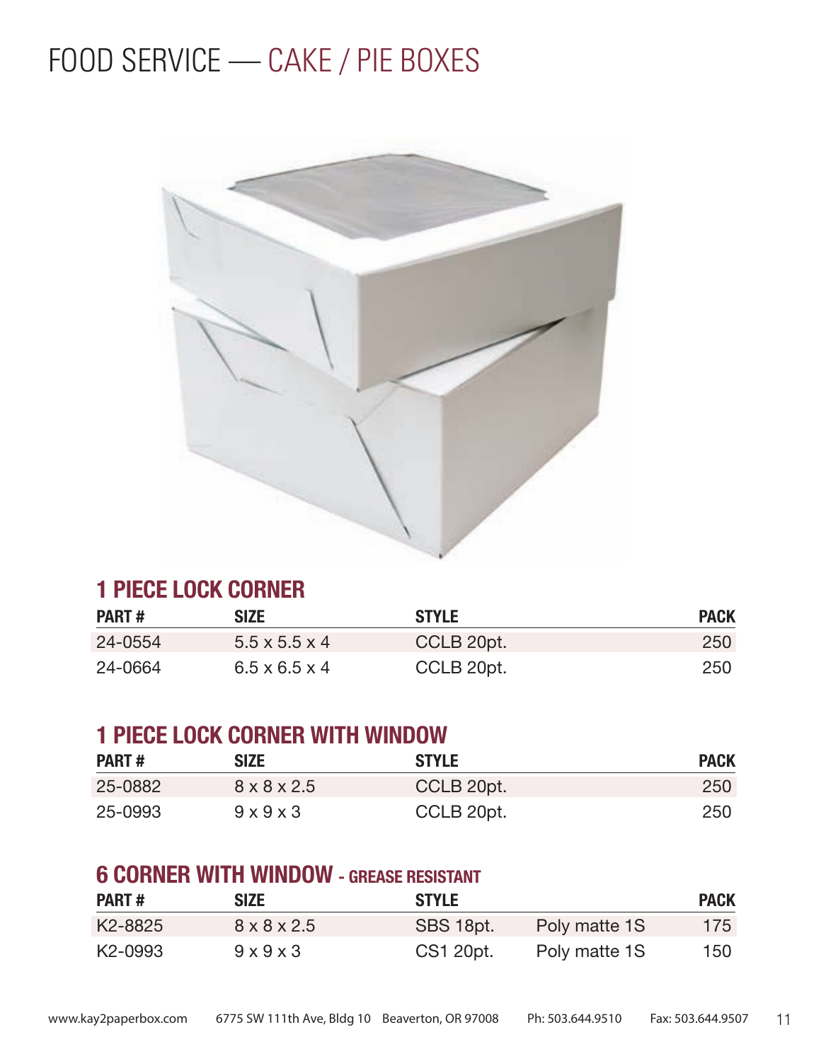# FOOD SERVICE — CAKE / PIE BOXES

## 1 PIECE LOCK CORNER

| PART # | SIZE | STYLE | PACK |
|---|---|---|---|
| 24-0554 | 5.5 x 5.5 x 4 | CCLB 20pt. | 250 |
| 24-0664 | 6.5 x 6.5 x 4 | CCLB 20pt. | 250 |

## 1 PIECE LOCK CORNER WITH WINDOW

| PART # | SIZE | STYLE | PACK |
|---|---|---|---|
| 25-0882 | 8 x 8 x 2.5 | CCLB 20pt. | 250 |
| 25-0993 | 9 x 9 x 3 | CCLB 20pt. | 250 |

## 6 CORNER WITH WINDOW - GREASE RESISTANT

| PART # | SIZE | STYLE | | PACK |
|---|---|---|---|---|
| K2-8825 | 8 x 8 x 2.5 | SBS 18pt. | Poly matte 1S | 175 |
| K2-0993 | 9 x 9 x 3 | CS1 20pt. | Poly matte 1S | 150 |

www.kay2paperbox.com 6775 SW 111th Ave, Bldg 10 Beaverton, OR 97008 Ph: 503.644.9510 Fax: 503.644.9507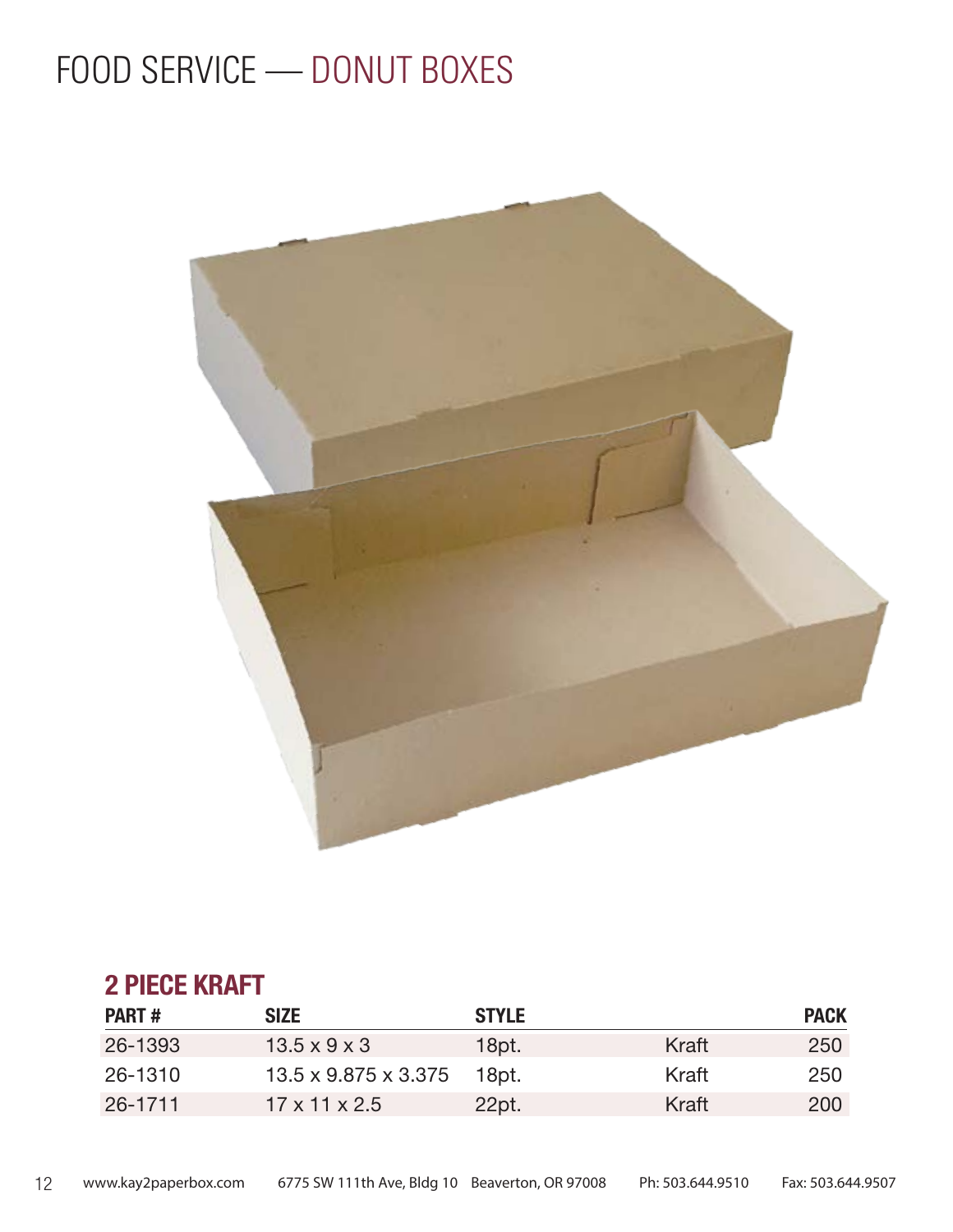# FOOD SERVICE — DONUT BOXES

## 2 PIECE KRAFT

| PART # | SIZE | STYLE | | PACK |
|---|---|---|---|---|
| 26-1393 | 13.5 x 9 x 3 | 18pt. | Kraft | 250 |
| 26-1310 | 13.5 x 9.875 x 3.375 | 18pt. | Kraft | 250 |
| 26-1711 | 17 x 11 x 2.5 | 22pt. | Kraft | 200 |

www.kay2paperbox.com 6775 SW 111th Ave, Bldg 10 Beaverton, OR 97008 Ph: 503.644.9510 Fax: 503.644.9507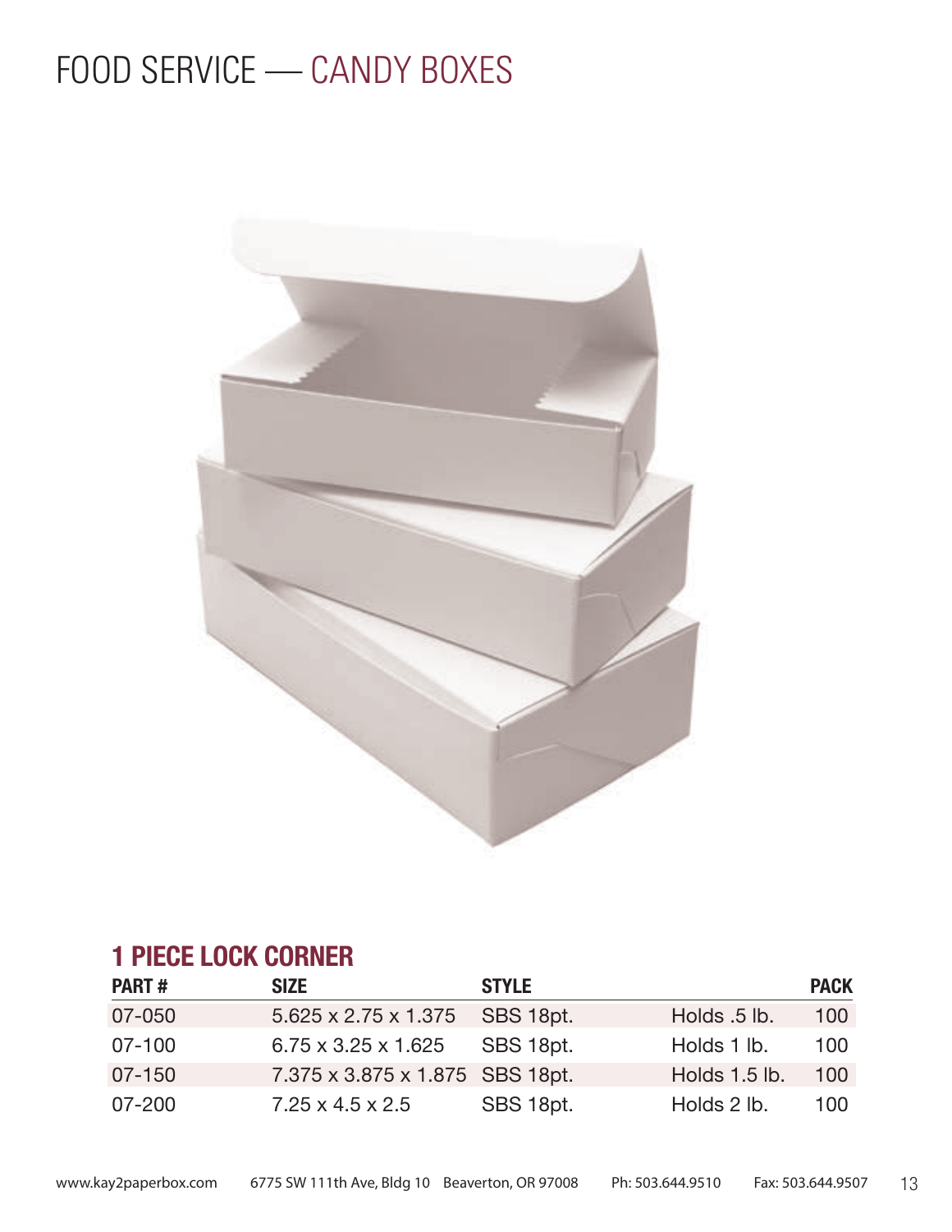# FOOD SERVICE — CANDY BOXES

## 1 PIECE LOCK CORNER

| PART # | SIZE | STYLE | | PACK |
|---|---|---|---|---|
| 07-050 | 5.625 x 2.75 x 1.375 | SBS 18pt. | Holds .5 lb. | 100 |
| 07-100 | 6.75 x 3.25 x 1.625 | SBS 18pt. | Holds 1 lb. | 100 |
| 07-150 | 7.375 x 3.875 x 1.875 | SBS 18pt. | Holds 1.5 lb. | 100 |
| 07-200 | 7.25 x 4.5 x 2.5 | SBS 18pt. | Holds 2 lb. | 100 |

www.kay2paperbox.com 6775 SW 111th Ave, Bldg 10 Beaverton, OR 97008 Ph: 503.644.9510 Fax: 503.644.9507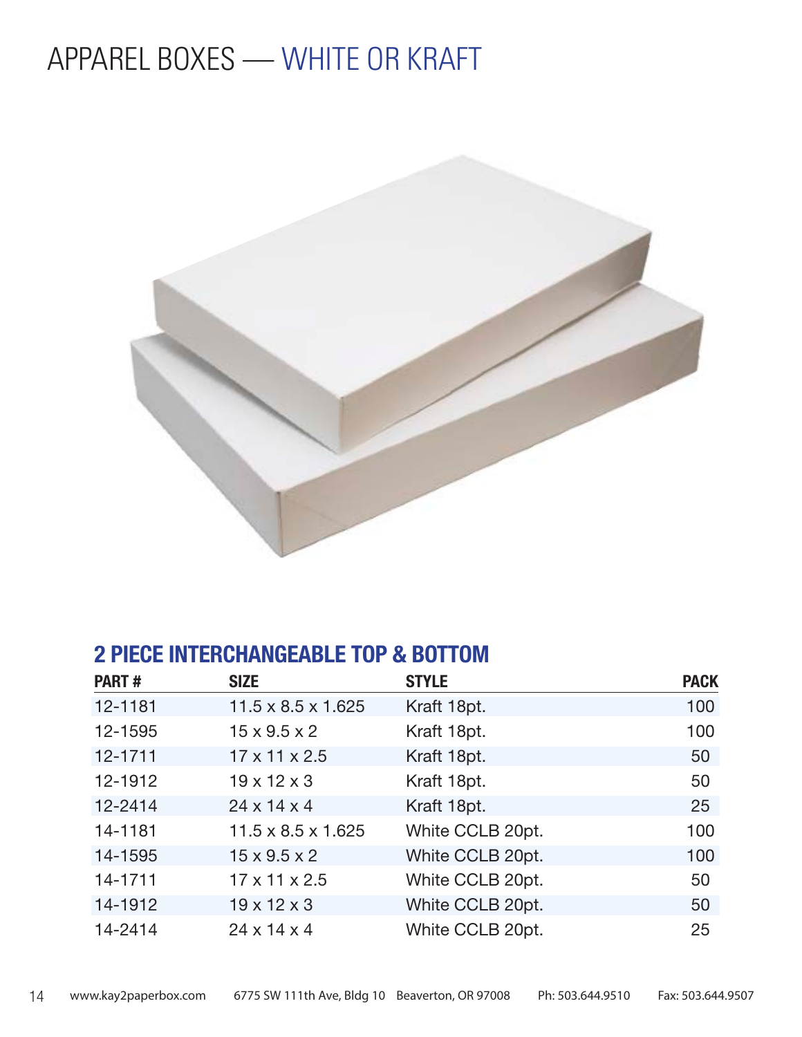# APPAREL BOXES — WHITE OR KRAFT

## 2 PIECE INTERCHANGEABLE TOP & BOTTOM

| PART # | SIZE | STYLE | PACK |
|---|---|---|---|
| 12-1181 | 11.5 x 8.5 x 1.625 | Kraft 18pt. | 100 |
| 12-1595 | 15 x 9.5 x 2 | Kraft 18pt. | 100 |
| 12-1711 | 17 x 11 x 2.5 | Kraft 18pt. | 50 |
| 12-1912 | 19 x 12 x 3 | Kraft 18pt. | 50 |
| 12-2414 | 24 x 14 x 4 | Kraft 18pt. | 25 |
| 14-1181 | 11.5 x 8.5 x 1.625 | White CCLB 20pt. | 100 |
| 14-1595 | 15 x 9.5 x 2 | White CCLB 20pt. | 100 |
| 14-1711 | 17 x 11 x 2.5 | White CCLB 20pt. | 50 |
| 14-1912 | 19 x 12 x 3 | White CCLB 20pt. | 50 |
| 14-2414 | 24 x 14 x 4 | White CCLB 20pt. | 25 |

www.kay2paperbox.com 6775 SW 111th Ave, Bldg 10 Beaverton, OR 97008 Ph: 503.644.9510 Fax: 503.644.9507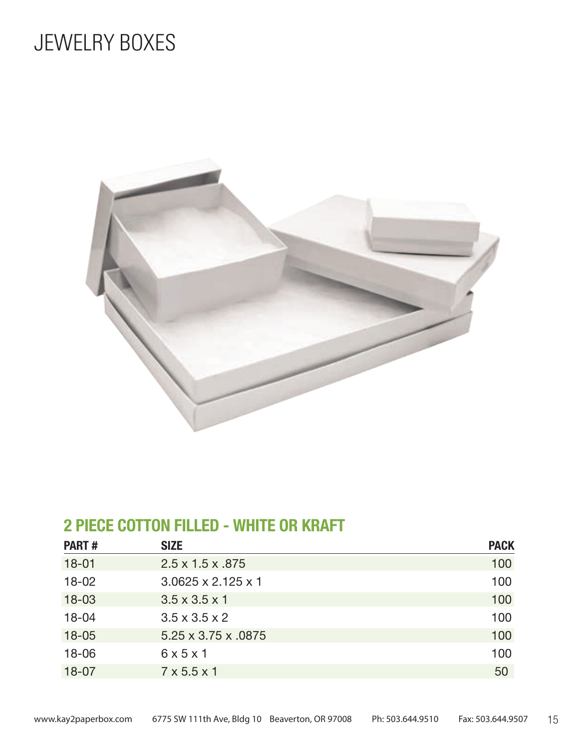# JEWELRY BOXES

## 2 PIECE COTTON FILLED - WHITE OR KRAFT

| PART # | SIZE | PACK |
|---|---|---|
| 18-01 | 2.5 x 1.5 x .875 | 100 |
| 18-02 | 3.0625 x 2.125 x 1 | 100 |
| 18-03 | 3.5 x 3.5 x 1 | 100 |
| 18-04 | 3.5 x 3.5 x 2 | 100 |
| 18-05 | 5.25 x 3.75 x .0875 | 100 |
| 18-06 | 6 x 5 x 1 | 100 |
| 18-07 | 7 x 5.5 x 1 | 50 |

www.kay2paperbox.com 6775 SW 111th Ave, Bldg 10 Beaverton, OR 97008 Ph: 503.644.9510 Fax: 503.644.9507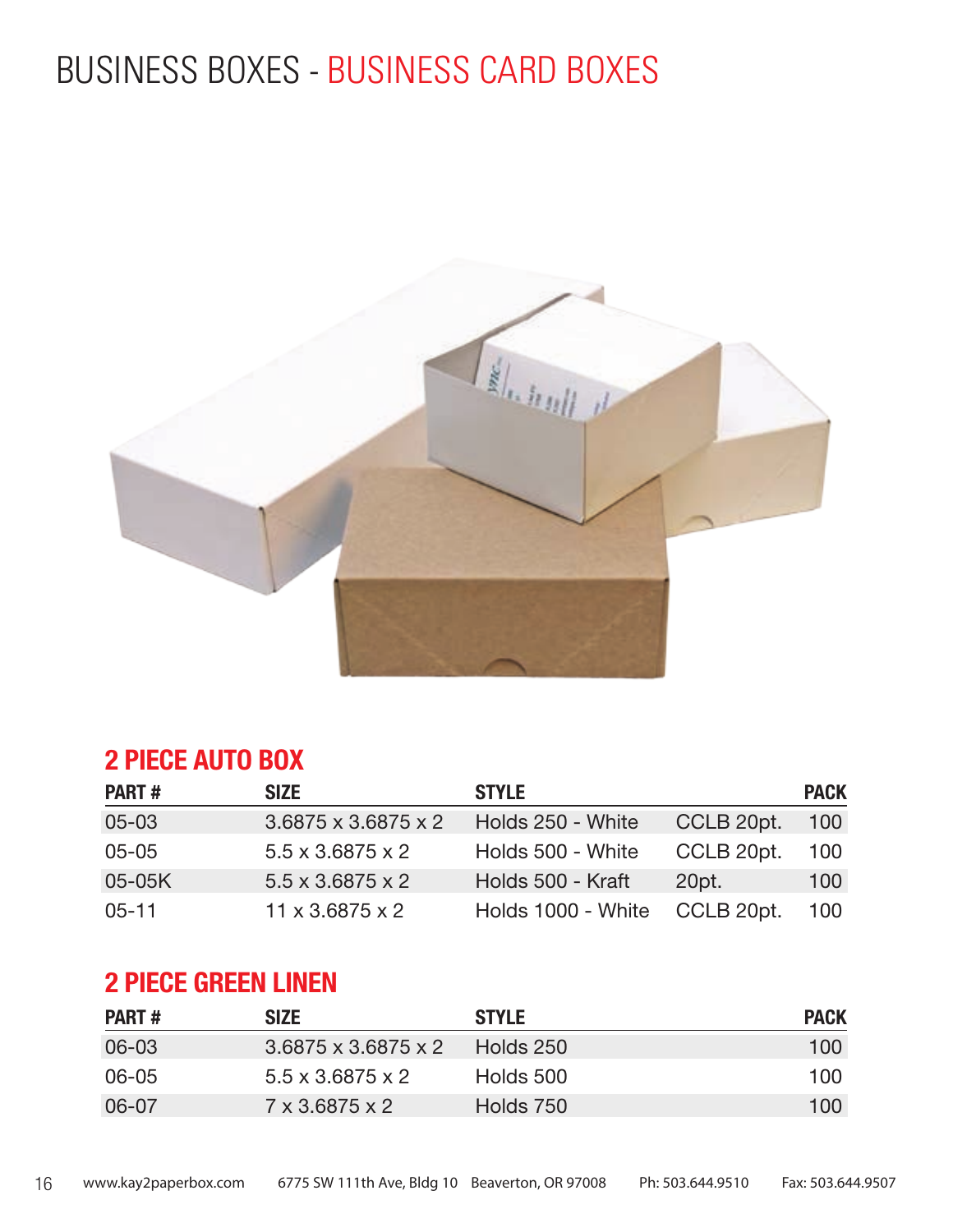# BUSINESS BOXES - BUSINESS CARD BOXES

## 2 PIECE AUTO BOX

| PART # | SIZE | STYLE | | PACK |
|---|---|---|---|---|
| 05-03 | 3.6875 x 3.6875 x 2 | Holds 250 - White | CCLB 20pt. | 100 |
| 05-05 | 5.5 x 3.6875 x 2 | Holds 500 - White | CCLB 20pt. | 100 |
| 05-05K | 5.5 x 3.6875 x 2 | Holds 500 - Kraft | 20pt. | 100 |
| 05-11 | 11 x 3.6875 x 2 | Holds 1000 - White | CCLB 20pt. | 100 |

## 2 PIECE GREEN LINEN

| PART # | SIZE | STYLE | PACK |
|---|---|---|---|
| 06-03 | 3.6875 x 3.6875 x 2 | Holds 250 | 100 |
| 06-05 | 5.5 x 3.6875 x 2 | Holds 500 | 100 |
| 06-07 | 7 x 3.6875 x 2 | Holds 750 | 100 |

www.kay2paperbox.com 6775 SW 111th Ave, Bldg 10 Beaverton, OR 97008 Ph: 503.644.9510 Fax: 503.644.9507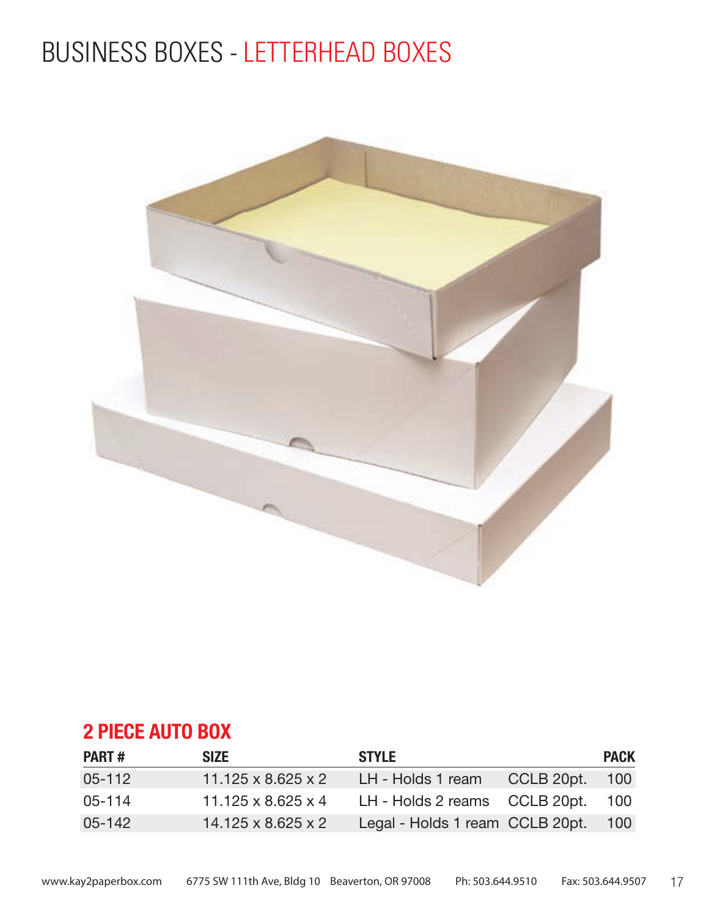# BUSINESS BOXES - LETTERHEAD BOXES

## 2 PIECE AUTO BOX

| PART # | SIZE | STYLE | | PACK |
|---|---|---|---|---|
| 05-112 | 11.125 x 8.625 x 2 | LH - Holds 1 ream | CCLB 20pt. | 100 |
| 05-114 | 11.125 x 8.625 x 4 | LH - Holds 2 reams | CCLB 20pt. | 100 |
| 05-142 | 14.125 x 8.625 x 2 | Legal - Holds 1 ream | CCLB 20pt. | 100 |

www.kay2paperbox.com 6775 SW 111th Ave, Bldg 10 Beaverton, OR 97008 Ph: 503.644.9510 Fax: 503.644.9507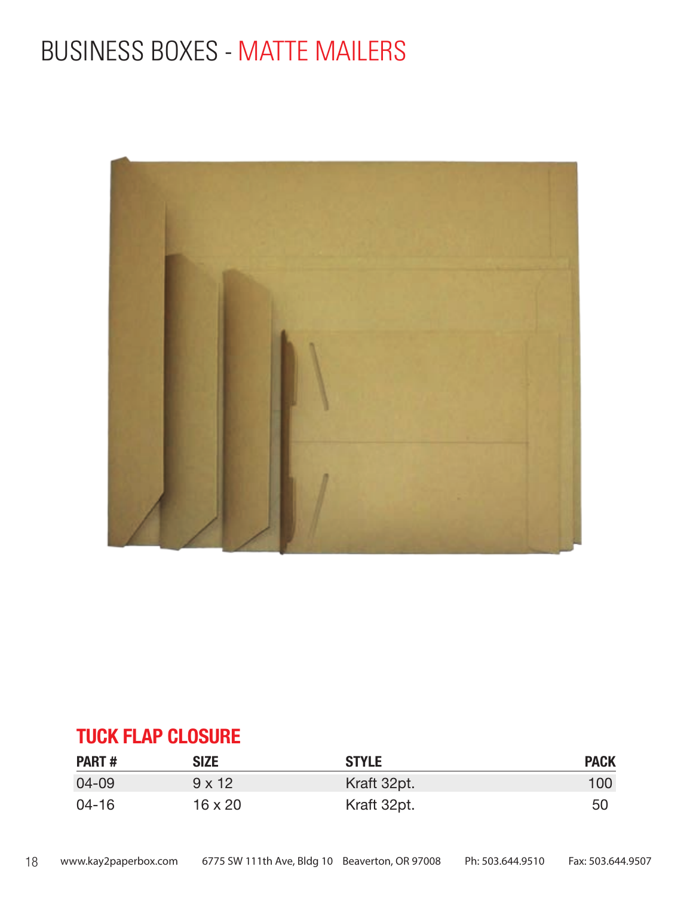# BUSINESS BOXES - MATTE MAILERS

## TUCK FLAP CLOSURE

| PART # | SIZE | STYLE | PACK |
|---|---|---|---|
| 04-09 | 9 x 12 | Kraft 32pt. | 100 |
| 04-16 | 16 x 20 | Kraft 32pt. | 50 |

www.kay2paperbox.com 6775 SW 111th Ave, Bldg 10 Beaverton, OR 97008 Ph: 503.644.9510 Fax: 503.644.9507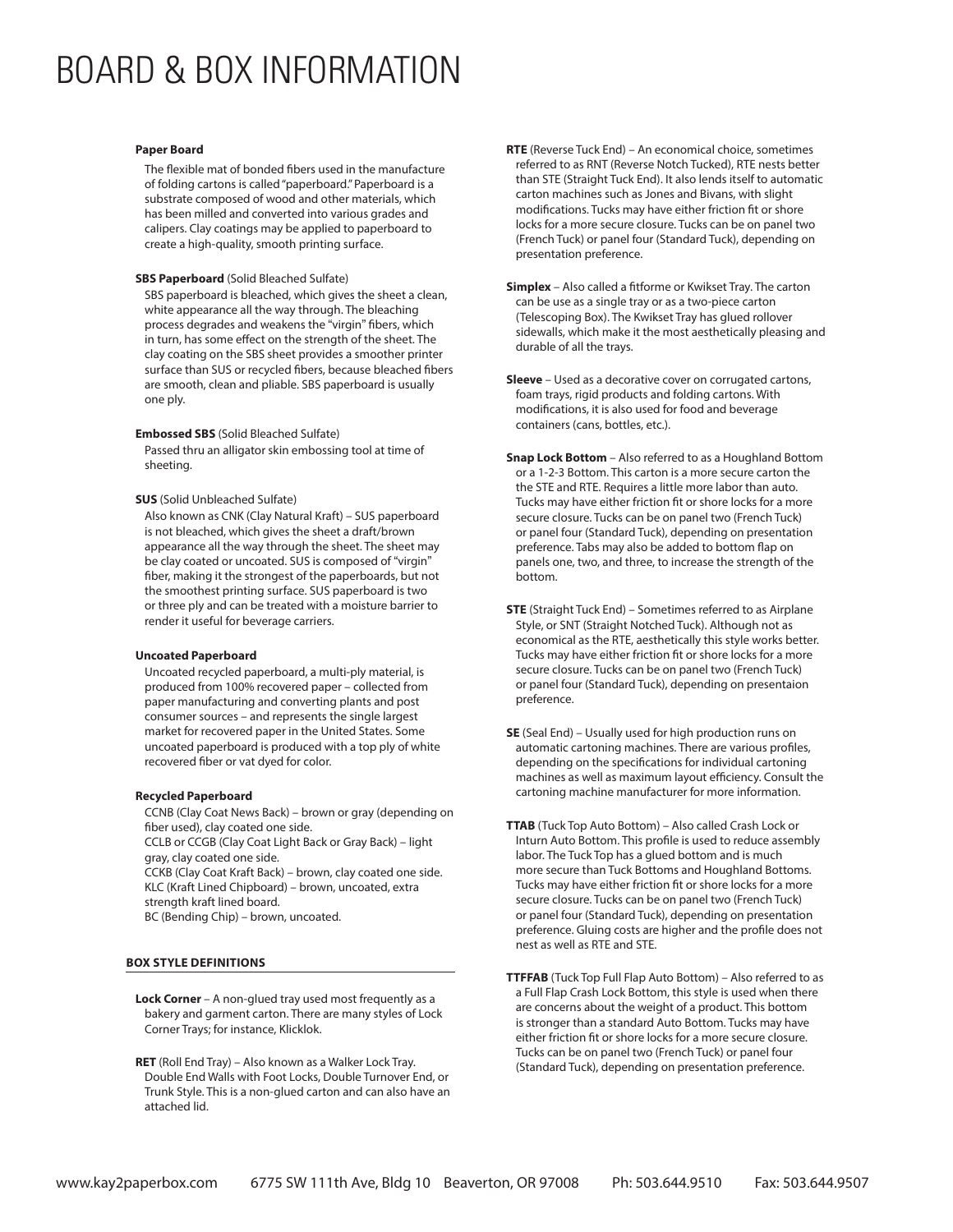# BOARD & BOX INFORMATION

**Paper Board**

The flexible mat of bonded fibers used in the manufacture of folding cartons is called "paperboard." Paperboard is a substrate composed of wood and other materials, which has been milled and converted into various grades and calipers. Clay coatings may be applied to paperboard to create a high-quality, smooth printing surface.

**SBS Paperboard** (Solid Bleached Sulfate)

SBS paperboard is bleached, which gives the sheet a clean, white appearance all the way through. The bleaching process degrades and weakens the "virgin" fibers, which in turn, has some effect on the strength of the sheet. The clay coating on the SBS sheet provides a smoother printer surface than SUS or recycled fibers, because bleached fibers are smooth, clean and pliable. SBS paperboard is usually one ply.

**Embossed SBS** (Solid Bleached Sulfate)

Passed thru an alligator skin embossing tool at time of sheeting.

**SUS** (Solid Unbleached Sulfate)

Also known as CNK (Clay Natural Kraft) – SUS paperboard is not bleached, which gives the sheet a draft/brown appearance all the way through the sheet. The sheet may be clay coated or uncoated. SUS is composed of "virgin" fiber, making it the strongest of the paperboards, but not the smoothest printing surface. SUS paperboard is two or three ply and can be treated with a moisture barrier to render it useful for beverage carriers.

**Uncoated Paperboard**

Uncoated recycled paperboard, a multi-ply material, is produced from 100% recovered paper – collected from paper manufacturing and converting plants and post consumer sources – and represents the single largest market for recovered paper in the United States. Some uncoated paperboard is produced with a top ply of white recovered fiber or vat dyed for color.

**Recycled Paperboard**

CCNB (Clay Coat News Back) – brown or gray (depending on fiber used), clay coated one side.
CCLB or CCGB (Clay Coat Light Back or Gray Back) – light gray, clay coated one side.
CCKB (Clay Coat Kraft Back) – brown, clay coated one side.
KLC (Kraft Lined Chipboard) – brown, uncoated, extra strength kraft lined board.
BC (Bending Chip) – brown, uncoated.

## BOX STYLE DEFINITIONS

**Lock Corner** – A non-glued tray used most frequently as a bakery and garment carton. There are many styles of Lock Corner Trays; for instance, Klicklok.

**RET** (Roll End Tray) – Also known as a Walker Lock Tray. Double End Walls with Foot Locks, Double Turnover End, or Trunk Style. This is a non-glued carton and can also have an attached lid.

**RTE** (Reverse Tuck End) – An economical choice, sometimes referred to as RNT (Reverse Notch Tucked), RTE nests better than STE (Straight Tuck End). It also lends itself to automatic carton machines such as Jones and Bivans, with slight modifications. Tucks may have either friction fit or shore locks for a more secure closure. Tucks can be on panel two (French Tuck) or panel four (Standard Tuck), depending on presentation preference.

**Simplex** – Also called a fitforme or Kwikset Tray. The carton can be use as a single tray or as a two-piece carton (Telescoping Box). The Kwikset Tray has glued rollover sidewalls, which make it the most aesthetically pleasing and durable of all the trays.

**Sleeve** – Used as a decorative cover on corrugated cartons, foam trays, rigid products and folding cartons. With modifications, it is also used for food and beverage containers (cans, bottles, etc.).

**Snap Lock Bottom** – Also referred to as a Houghland Bottom or a 1-2-3 Bottom. This carton is a more secure carton the the STE and RTE. Requires a little more labor than auto. Tucks may have either friction fit or shore locks for a more secure closure. Tucks can be on panel two (French Tuck) or panel four (Standard Tuck), depending on presentation preference. Tabs may also be added to bottom flap on panels one, two, and three, to increase the strength of the bottom.

**STE** (Straight Tuck End) – Sometimes referred to as Airplane Style, or SNT (Straight Notched Tuck). Although not as economical as the RTE, aesthetically this style works better. Tucks may have either friction fit or shore locks for a more secure closure. Tucks can be on panel two (French Tuck) or panel four (Standard Tuck), depending on presentaion preference.

**SE** (Seal End) – Usually used for high production runs on automatic cartoning machines. There are various profiles, depending on the specifications for individual cartoning machines as well as maximum layout efficiency. Consult the cartoning machine manufacturer for more information.

**TTAB** (Tuck Top Auto Bottom) – Also called Crash Lock or Inturn Auto Bottom. This profile is used to reduce assembly labor. The Tuck Top has a glued bottom and is much more secure than Tuck Bottoms and Houghland Bottoms. Tucks may have either friction fit or shore locks for a more secure closure. Tucks can be on panel two (French Tuck) or panel four (Standard Tuck), depending on presentation preference. Gluing costs are higher and the profile does not nest as well as RTE and STE.

**TTFFAB** (Tuck Top Full Flap Auto Bottom) – Also referred to as a Full Flap Crash Lock Bottom, this style is used when there are concerns about the weight of a product. This bottom is stronger than a standard Auto Bottom. Tucks may have either friction fit or shore locks for a more secure closure. Tucks can be on panel two (French Tuck) or panel four (Standard Tuck), depending on presentation preference.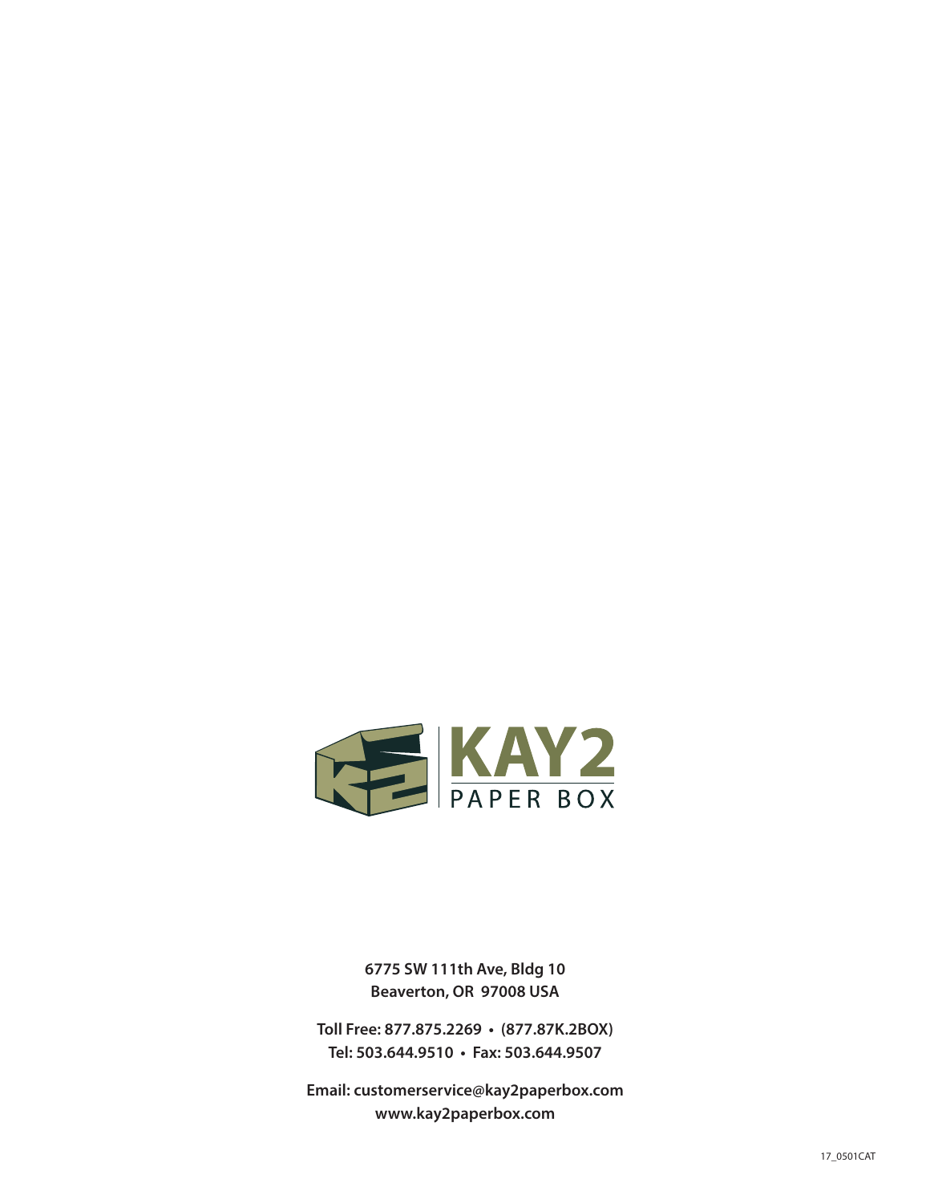**KAY2**
PAPER BOX

**6775 SW 111th Ave, Bldg 10**
**Beaverton, OR 97008 USA**

**Toll Free: 877.875.2269 • (877.87K.2BOX)**
**Tel: 503.644.9510 • Fax: 503.644.9507**

**Email: customerservice@kay2paperbox.com**
**www.kay2paperbox.com**

17_0501CAT